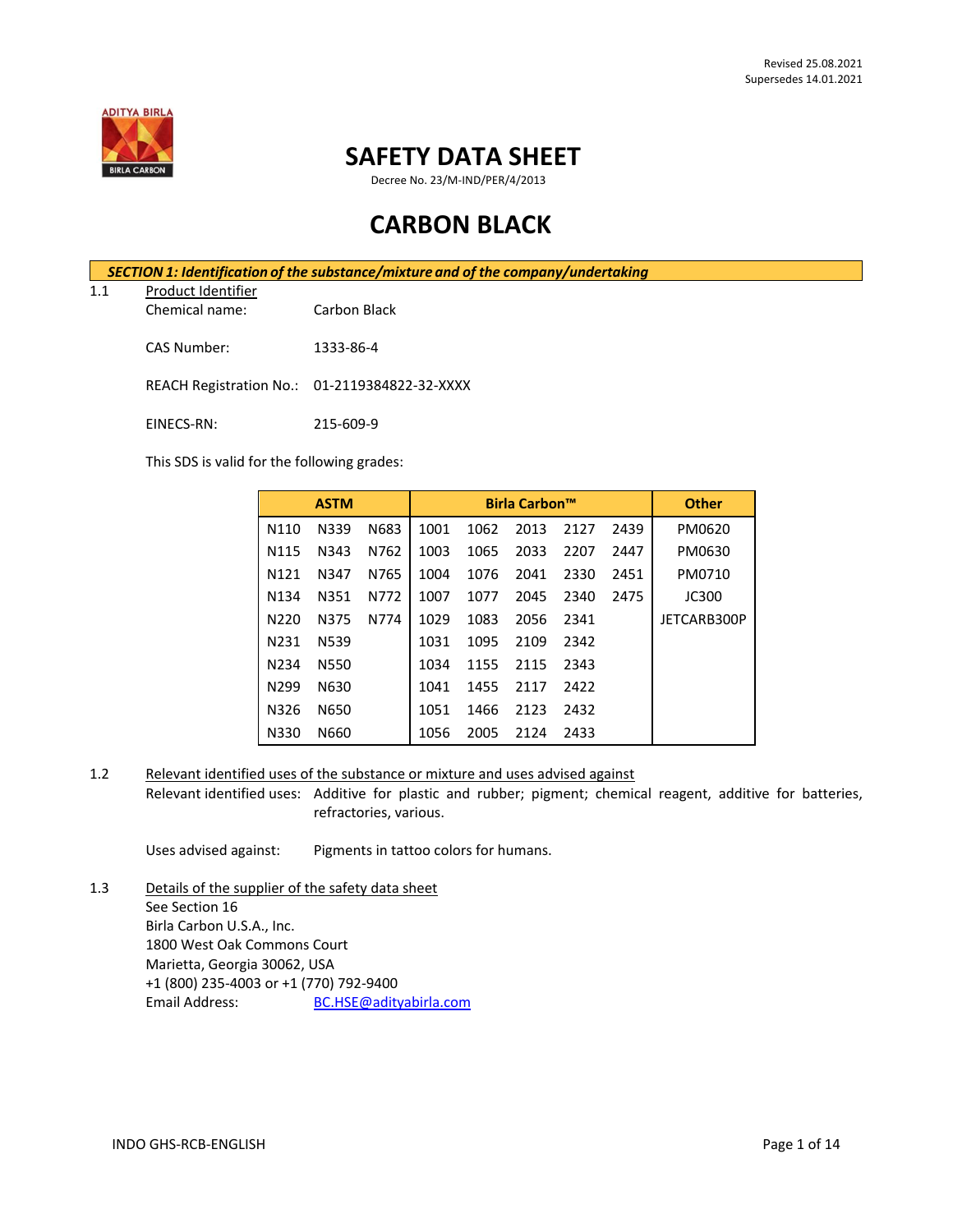Revised 25.08.2021
Supersedes 14.01.2021

# SAFETY DATA SHEET

Decree No. 23/M-IND/PER/4/2013

# CARBON BLACK

## *SECTION 1: Identification of the substance/mixture and of the company/undertaking*

1.1 Product Identifier

Chemical name: Carbon Black

CAS Number: 1333-86-4

REACH Registration No.: 01-2119384822-32-XXXX

EINECS-RN: 215-609-9

This SDS is valid for the following grades:

| ASTM | | | Birla Carbon™ | | | | | Other |
|---|---|---|---|---|---|---|---|---|
| N110 | N339 | N683 | 1001 | 1062 | 2013 | 2127 | 2439 | PM0620 |
| N115 | N343 | N762 | 1003 | 1065 | 2033 | 2207 | 2447 | PM0630 |
| N121 | N347 | N765 | 1004 | 1076 | 2041 | 2330 | 2451 | PM0710 |
| N134 | N351 | N772 | 1007 | 1077 | 2045 | 2340 | 2475 | JC300 |
| N220 | N375 | N774 | 1029 | 1083 | 2056 | 2341 | | JETCARB300P |
| N231 | N539 | | 1031 | 1095 | 2109 | 2342 | | |
| N234 | N550 | | 1034 | 1155 | 2115 | 2343 | | |
| N299 | N630 | | 1041 | 1455 | 2117 | 2422 | | |
| N326 | N650 | | 1051 | 1466 | 2123 | 2432 | | |
| N330 | N660 | | 1056 | 2005 | 2124 | 2433 | | |

1.2 Relevant identified uses of the substance or mixture and uses advised against

Relevant identified uses: Additive for plastic and rubber; pigment; chemical reagent, additive for batteries, refractories, various.

Uses advised against: Pigments in tattoo colors for humans.

1.3 Details of the supplier of the safety data sheet

See Section 16
Birla Carbon U.S.A., Inc.
1800 West Oak Commons Court
Marietta, Georgia 30062, USA
+1 (800) 235-4003 or +1 (770) 792-9400
Email Address: BC.HSE@adityabirla.com

INDO GHS-RCB-ENGLISH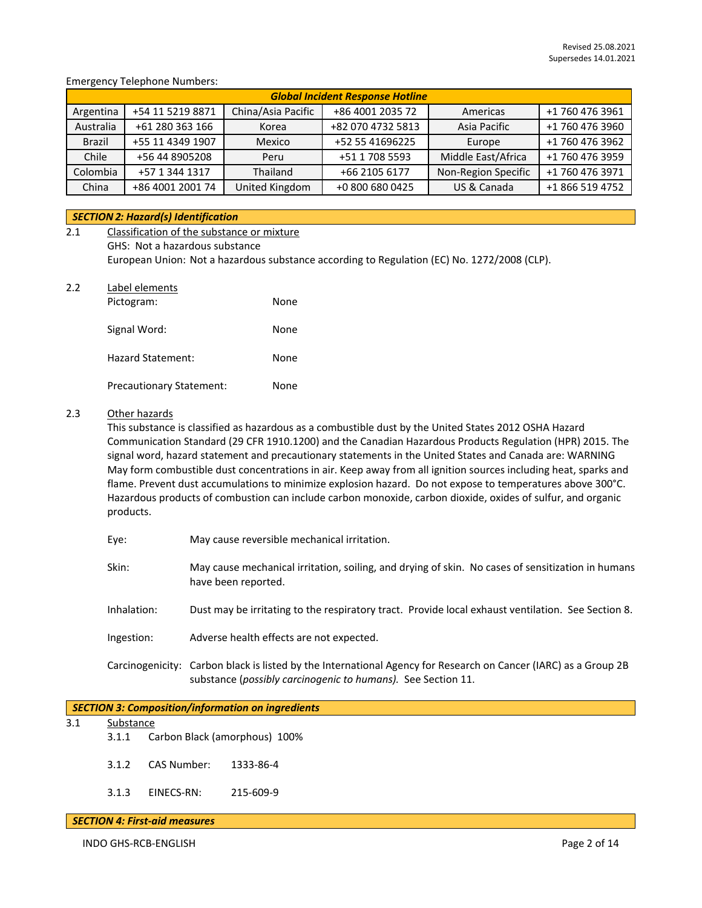Revised 25.08.2021
Supersedes 14.01.2021

Emergency Telephone Numbers:

| Global Incident Response Hotline | | | | | |
|---|---|---|---|---|---|
| Argentina | +54 11 5219 8871 | China/Asia Pacific | +86 4001 2035 72 | Americas | +1 760 476 3961 |
| Australia | +61 280 363 166 | Korea | +82 070 4732 5813 | Asia Pacific | +1 760 476 3960 |
| Brazil | +55 11 4349 1907 | Mexico | +52 55 41696225 | Europe | +1 760 476 3962 |
| Chile | +56 44 8905208 | Peru | +51 1 708 5593 | Middle East/Africa | +1 760 476 3959 |
| Colombia | +57 1 344 1317 | Thailand | +66 2105 6177 | Non-Region Specific | +1 760 476 3971 |
| China | +86 4001 2001 74 | United Kingdom | +0 800 680 0425 | US & Canada | +1 866 519 4752 |

## *SECTION 2: Hazard(s) Identification*

2.1 Classification of the substance or mixture

GHS: Not a hazardous substance

European Union: Not a hazardous substance according to Regulation (EC) No. 1272/2008 (CLP).

2.2 Label elements

Pictogram: None

Signal Word: None

Hazard Statement: None

Precautionary Statement: None

2.3 Other hazards

This substance is classified as hazardous as a combustible dust by the United States 2012 OSHA Hazard Communication Standard (29 CFR 1910.1200) and the Canadian Hazardous Products Regulation (HPR) 2015. The signal word, hazard statement and precautionary statements in the United States and Canada are: WARNING May form combustible dust concentrations in air. Keep away from all ignition sources including heat, sparks and flame. Prevent dust accumulations to minimize explosion hazard. Do not expose to temperatures above 300°C. Hazardous products of combustion can include carbon monoxide, carbon dioxide, oxides of sulfur, and organic products.

Eye: May cause reversible mechanical irritation.

Skin: May cause mechanical irritation, soiling, and drying of skin. No cases of sensitization in humans have been reported.

Inhalation: Dust may be irritating to the respiratory tract. Provide local exhaust ventilation. See Section 8.

Ingestion: Adverse health effects are not expected.

Carcinogenicity: Carbon black is listed by the International Agency for Research on Cancer (IARC) as a Group 2B substance (*possibly carcinogenic to humans).* See Section 11.

## *SECTION 3: Composition/information on ingredients*

3.1 Substance

3.1.1 Carbon Black (amorphous) 100%

3.1.2 CAS Number: 1333-86-4

3.1.3 EINECS-RN: 215-609-9

## *SECTION 4: First-aid measures*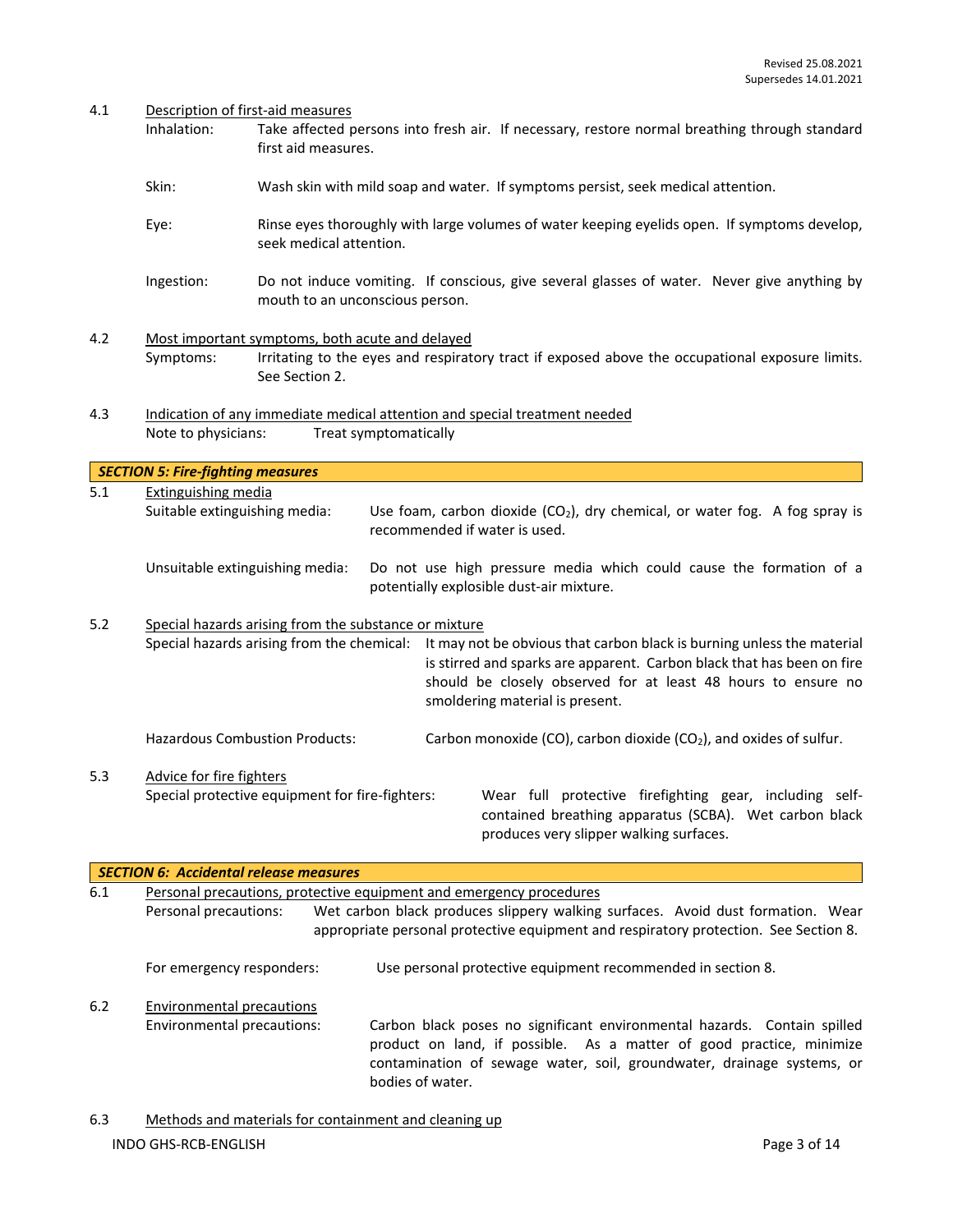4.1 Description of first-aid measures

Inhalation: Take affected persons into fresh air. If necessary, restore normal breathing through standard first aid measures.

Skin: Wash skin with mild soap and water. If symptoms persist, seek medical attention.

Eye: Rinse eyes thoroughly with large volumes of water keeping eyelids open. If symptoms develop, seek medical attention.

Ingestion: Do not induce vomiting. If conscious, give several glasses of water. Never give anything by mouth to an unconscious person.

4.2 Most important symptoms, both acute and delayed

Symptoms: Irritating to the eyes and respiratory tract if exposed above the occupational exposure limits. See Section 2.

4.3 Indication of any immediate medical attention and special treatment needed

Note to physicians: Treat symptomatically

## *SECTION 5: Fire-fighting measures*

5.1 Extinguishing media

Suitable extinguishing media: Use foam, carbon dioxide ($CO_2$), dry chemical, or water fog. A fog spray is recommended if water is used.

Unsuitable extinguishing media: Do not use high pressure media which could cause the formation of a potentially explosible dust-air mixture.

5.2 Special hazards arising from the substance or mixture

Special hazards arising from the chemical: It may not be obvious that carbon black is burning unless the material is stirred and sparks are apparent. Carbon black that has been on fire should be closely observed for at least 48 hours to ensure no smoldering material is present.

Hazardous Combustion Products: Carbon monoxide (CO), carbon dioxide ($CO_2$), and oxides of sulfur.

5.3 Advice for fire fighters

Special protective equipment for fire-fighters: Wear full protective firefighting gear, including self-contained breathing apparatus (SCBA). Wet carbon black produces very slipper walking surfaces.

## *SECTION 6: Accidental release measures*

6.1 Personal precautions, protective equipment and emergency procedures

Personal precautions: Wet carbon black produces slippery walking surfaces. Avoid dust formation. Wear appropriate personal protective equipment and respiratory protection. See Section 8.

For emergency responders: Use personal protective equipment recommended in section 8.

6.2 Environmental precautions

Environmental precautions: Carbon black poses no significant environmental hazards. Contain spilled product on land, if possible. As a matter of good practice, minimize contamination of sewage water, soil, groundwater, drainage systems, or bodies of water.

6.3 Methods and materials for containment and cleaning up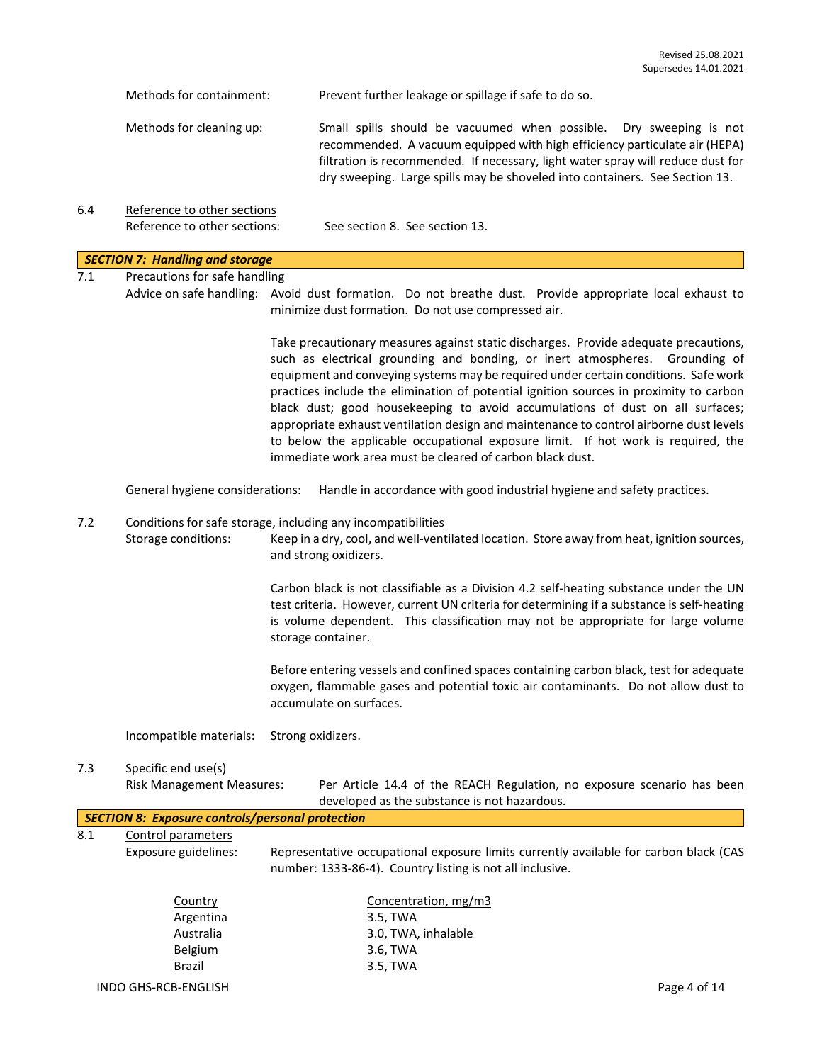Methods for containment: Prevent further leakage or spillage if safe to do so.

Methods for cleaning up: Small spills should be vacuumed when possible. Dry sweeping is not recommended. A vacuum equipped with high efficiency particulate air (HEPA) filtration is recommended. If necessary, light water spray will reduce dust for dry sweeping. Large spills may be shoveled into containers. See Section 13.

6.4 Reference to other sections

Reference to other sections: See section 8. See section 13.

## SECTION 7: Handling and storage

7.1 Precautions for safe handling

Advice on safe handling: Avoid dust formation. Do not breathe dust. Provide appropriate local exhaust to minimize dust formation. Do not use compressed air.

Take precautionary measures against static discharges. Provide adequate precautions, such as electrical grounding and bonding, or inert atmospheres. Grounding of equipment and conveying systems may be required under certain conditions. Safe work practices include the elimination of potential ignition sources in proximity to carbon black dust; good housekeeping to avoid accumulations of dust on all surfaces; appropriate exhaust ventilation design and maintenance to control airborne dust levels to below the applicable occupational exposure limit. If hot work is required, the immediate work area must be cleared of carbon black dust.

General hygiene considerations: Handle in accordance with good industrial hygiene and safety practices.

7.2 Conditions for safe storage, including any incompatibilities

Storage conditions: Keep in a dry, cool, and well-ventilated location. Store away from heat, ignition sources, and strong oxidizers.

Carbon black is not classifiable as a Division 4.2 self-heating substance under the UN test criteria. However, current UN criteria for determining if a substance is self-heating is volume dependent. This classification may not be appropriate for large volume storage container.

Before entering vessels and confined spaces containing carbon black, test for adequate oxygen, flammable gases and potential toxic air contaminants. Do not allow dust to accumulate on surfaces.

Incompatible materials: Strong oxidizers.

7.3 Specific end use(s)

Risk Management Measures: Per Article 14.4 of the REACH Regulation, no exposure scenario has been developed as the substance is not hazardous.

## SECTION 8: Exposure controls/personal protection

8.1 Control parameters

Exposure guidelines: Representative occupational exposure limits currently available for carbon black (CAS number: 1333-86-4). Country listing is not all inclusive.

| Country | Concentration, mg/m3 |
|---|---|
| Argentina | 3.5, TWA |
| Australia | 3.0, TWA, inhalable |
| Belgium | 3.6, TWA |
| Brazil | 3.5, TWA |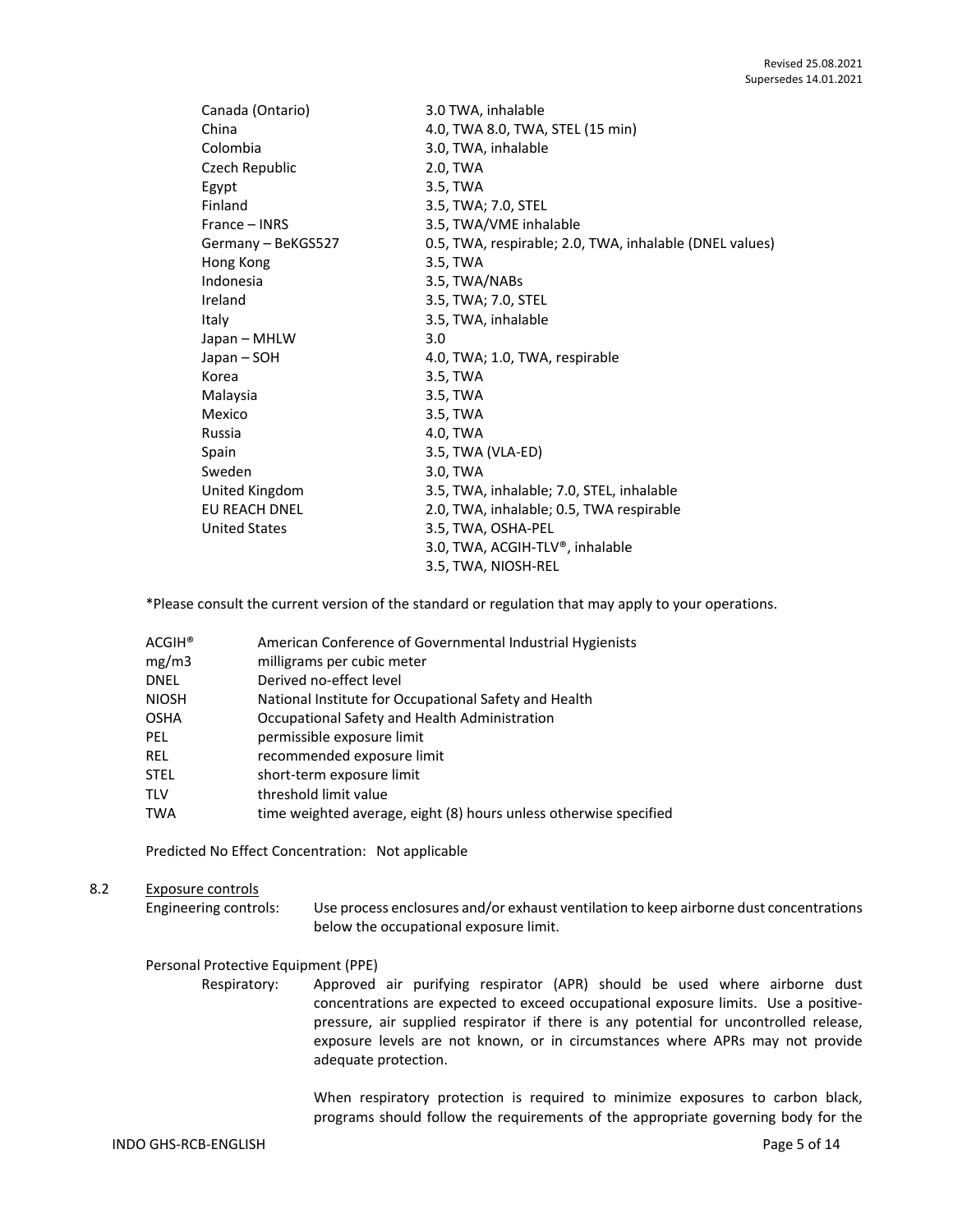| | |
|---|---|
| Canada (Ontario) | 3.0 TWA, inhalable |
| China | 4.0, TWA 8.0, TWA, STEL (15 min) |
| Colombia | 3.0, TWA, inhalable |
| Czech Republic | 2.0, TWA |
| Egypt | 3.5, TWA |
| Finland | 3.5, TWA; 7.0, STEL |
| France – INRS | 3.5, TWA/VME inhalable |
| Germany – BeKGS527 | 0.5, TWA, respirable; 2.0, TWA, inhalable (DNEL values) |
| Hong Kong | 3.5, TWA |
| Indonesia | 3.5, TWA/NABs |
| Ireland | 3.5, TWA; 7.0, STEL |
| Italy | 3.5, TWA, inhalable |
| Japan – MHLW | 3.0 |
| Japan – SOH | 4.0, TWA; 1.0, TWA, respirable |
| Korea | 3.5, TWA |
| Malaysia | 3.5, TWA |
| Mexico | 3.5, TWA |
| Russia | 4.0, TWA |
| Spain | 3.5, TWA (VLA-ED) |
| Sweden | 3.0, TWA |
| United Kingdom | 3.5, TWA, inhalable; 7.0, STEL, inhalable |
| EU REACH DNEL | 2.0, TWA, inhalable; 0.5, TWA respirable |
| United States | 3.5, TWA, OSHA-PEL |
| | 3.0, TWA, ACGIH-TLV®, inhalable |
| | 3.5, TWA, NIOSH-REL |

*Please consult the current version of the standard or regulation that may apply to your operations.

| | |
|---|---|
| ACGIH® | American Conference of Governmental Industrial Hygienists |
| mg/m3 | milligrams per cubic meter |
| DNEL | Derived no-effect level |
| NIOSH | National Institute for Occupational Safety and Health |
| OSHA | Occupational Safety and Health Administration |
| PEL | permissible exposure limit |
| REL | recommended exposure limit |
| STEL | short-term exposure limit |
| TLV | threshold limit value |
| TWA | time weighted average, eight (8) hours unless otherwise specified |

Predicted No Effect Concentration: Not applicable

8.2 Exposure controls

Engineering controls: Use process enclosures and/or exhaust ventilation to keep airborne dust concentrations below the occupational exposure limit.

Personal Protective Equipment (PPE)

Respiratory: Approved air purifying respirator (APR) should be used where airborne dust concentrations are expected to exceed occupational exposure limits. Use a positive-pressure, air supplied respirator if there is any potential for uncontrolled release, exposure levels are not known, or in circumstances where APRs may not provide adequate protection.

When respiratory protection is required to minimize exposures to carbon black, programs should follow the requirements of the appropriate governing body for the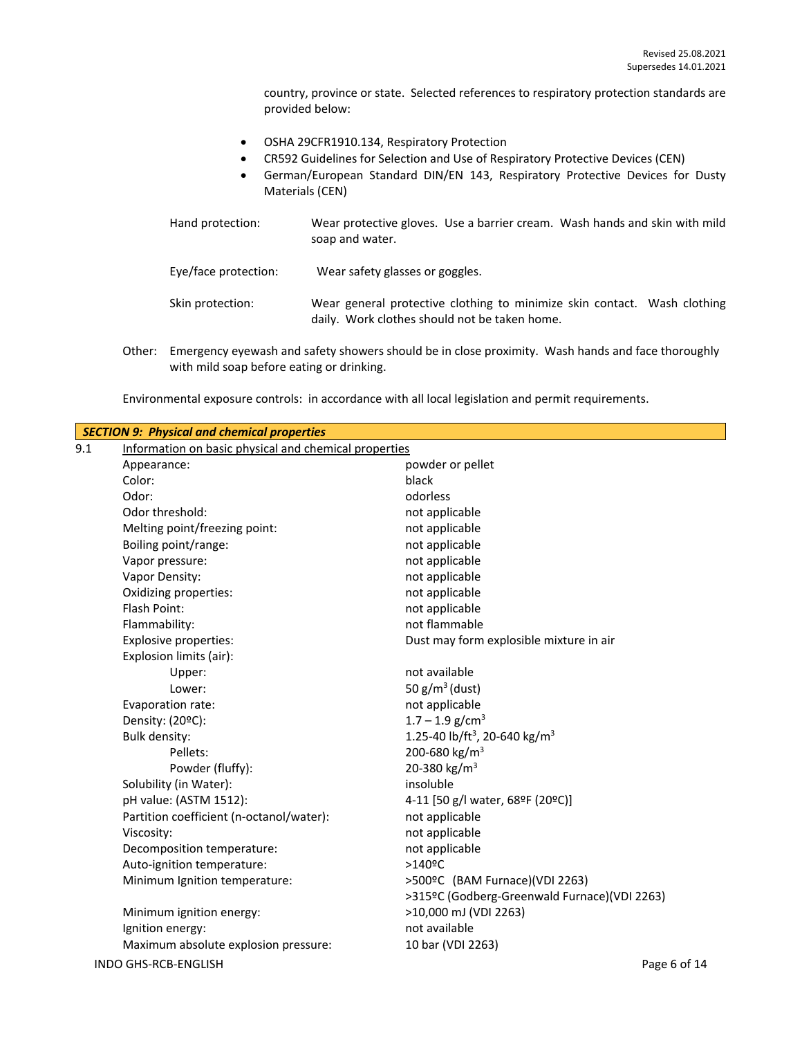country, province or state. Selected references to respiratory protection standards are provided below:

- OSHA 29CFR1910.134, Respiratory Protection
- CR592 Guidelines for Selection and Use of Respiratory Protective Devices (CEN)
- German/European Standard DIN/EN 143, Respiratory Protective Devices for Dusty Materials (CEN)

Hand protection: Wear protective gloves. Use a barrier cream. Wash hands and skin with mild soap and water.

Eye/face protection: Wear safety glasses or goggles.

Skin protection: Wear general protective clothing to minimize skin contact. Wash clothing daily. Work clothes should not be taken home.

Other: Emergency eyewash and safety showers should be in close proximity. Wash hands and face thoroughly with mild soap before eating or drinking.

Environmental exposure controls: in accordance with all local legislation and permit requirements.

## *SECTION 9: Physical and chemical properties*

9.1 Information on basic physical and chemical properties

| Property | Value |
|---|---|
| Appearance: | powder or pellet |
| Color: | black |
| Odor: | odorless |
| Odor threshold: | not applicable |
| Melting point/freezing point: | not applicable |
| Boiling point/range: | not applicable |
| Vapor pressure: | not applicable |
| Vapor Density: | not applicable |
| Oxidizing properties: | not applicable |
| Flash Point: | not applicable |
| Flammability: | not flammable |
| Explosive properties: | Dust may form explosible mixture in air |
| Explosion limits (air): | |
| Upper: | not available |
| Lower: | 50 g/m$^3$ (dust) |
| Evaporation rate: | not applicable |
| Density: (20ºC): | 1.7 – 1.9 g/cm$^3$ |
| Bulk density: | 1.25-40 lb/ft$^3$, 20-640 kg/m$^3$ |
| Pellets: | 200-680 kg/m$^3$ |
| Powder (fluffy): | 20-380 kg/m$^3$ |
| Solubility (in Water): | insoluble |
| pH value: (ASTM 1512): | 4-11 [50 g/l water, 68ºF (20ºC)] |
| Partition coefficient (n-octanol/water): | not applicable |
| Viscosity: | not applicable |
| Decomposition temperature: | not applicable |
| Auto-ignition temperature: | >140ºC |
| Minimum Ignition temperature: | >500ºC (BAM Furnace)(VDI 2263)<br>>315ºC (Godberg-Greenwald Furnace)(VDI 2263) |
| Minimum ignition energy: | >10,000 mJ (VDI 2263) |
| Ignition energy: | not available |
| Maximum absolute explosion pressure: | 10 bar (VDI 2263) |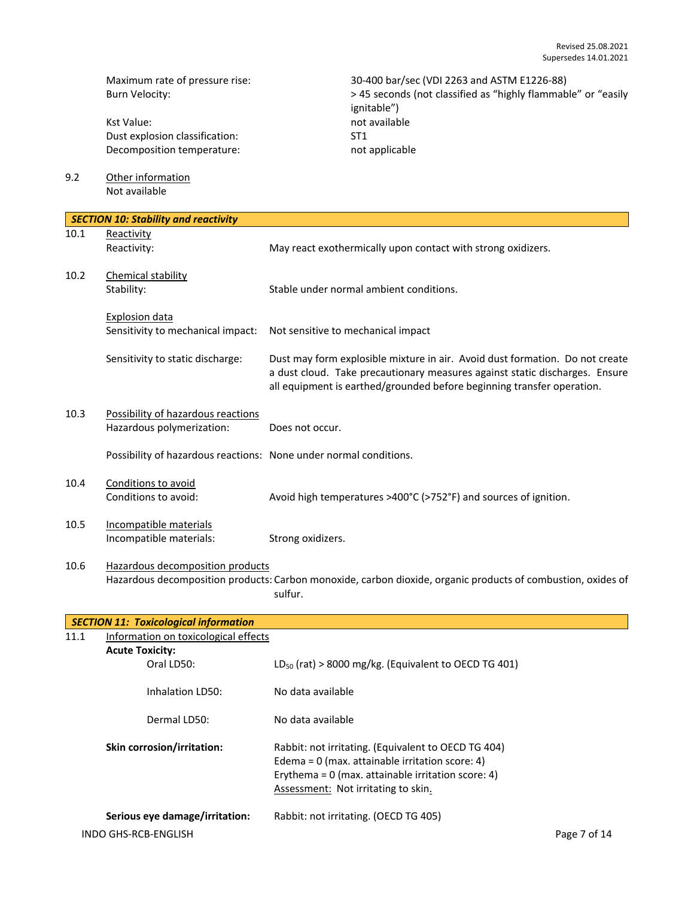| | |
|---|---|
| Maximum rate of pressure rise: | 30-400 bar/sec (VDI 2263 and ASTM E1226-88) |
| Burn Velocity: | > 45 seconds (not classified as "highly flammable" or "easily ignitable") |
| Kst Value: | not available |
| Dust explosion classification: | ST1 |
| Decomposition temperature: | not applicable |

9.2 Other information

Not available

## *SECTION 10: Stability and reactivity*

10.1 Reactivity

| | |
|---|---|
| Reactivity: | May react exothermically upon contact with strong oxidizers. |

10.2 Chemical stability

| | |
|---|---|
| Stability: | Stable under normal ambient conditions. |

Explosion data

| | |
|---|---|
| Sensitivity to mechanical impact: | Not sensitive to mechanical impact |
| Sensitivity to static discharge: | Dust may form explosible mixture in air. Avoid dust formation. Do not create a dust cloud. Take precautionary measures against static discharges. Ensure all equipment is earthed/grounded before beginning transfer operation. |

10.3 Possibility of hazardous reactions

| | |
|---|---|
| Hazardous polymerization: | Does not occur. |
| Possibility of hazardous reactions: | None under normal conditions. |

10.4 Conditions to avoid

| | |
|---|---|
| Conditions to avoid: | Avoid high temperatures >400°C (>752°F) and sources of ignition. |

10.5 Incompatible materials

| | |
|---|---|
| Incompatible materials: | Strong oxidizers. |

10.6 Hazardous decomposition products

| | |
|---|---|
| Hazardous decomposition products: | Carbon monoxide, carbon dioxide, organic products of combustion, oxides of sulfur. |

## *SECTION 11: Toxicological information*

11.1 Information on toxicological effects

**Acute Toxicity:**

| | |
|---|---|
| Oral LD50: | $LD_{50}$ (rat) > 8000 mg/kg. (Equivalent to OECD TG 401) |
| Inhalation LD50: | No data available |
| Dermal LD50: | No data available |
| **Skin corrosion/irritation:** | Rabbit: not irritating. (Equivalent to OECD TG 404)<br>Edema = 0 (max. attainable irritation score: 4)<br>Erythema = 0 (max. attainable irritation score: 4)<br>Assessment: Not irritating to skin. |
| **Serious eye damage/irritation:** | Rabbit: not irritating. (OECD TG 405) |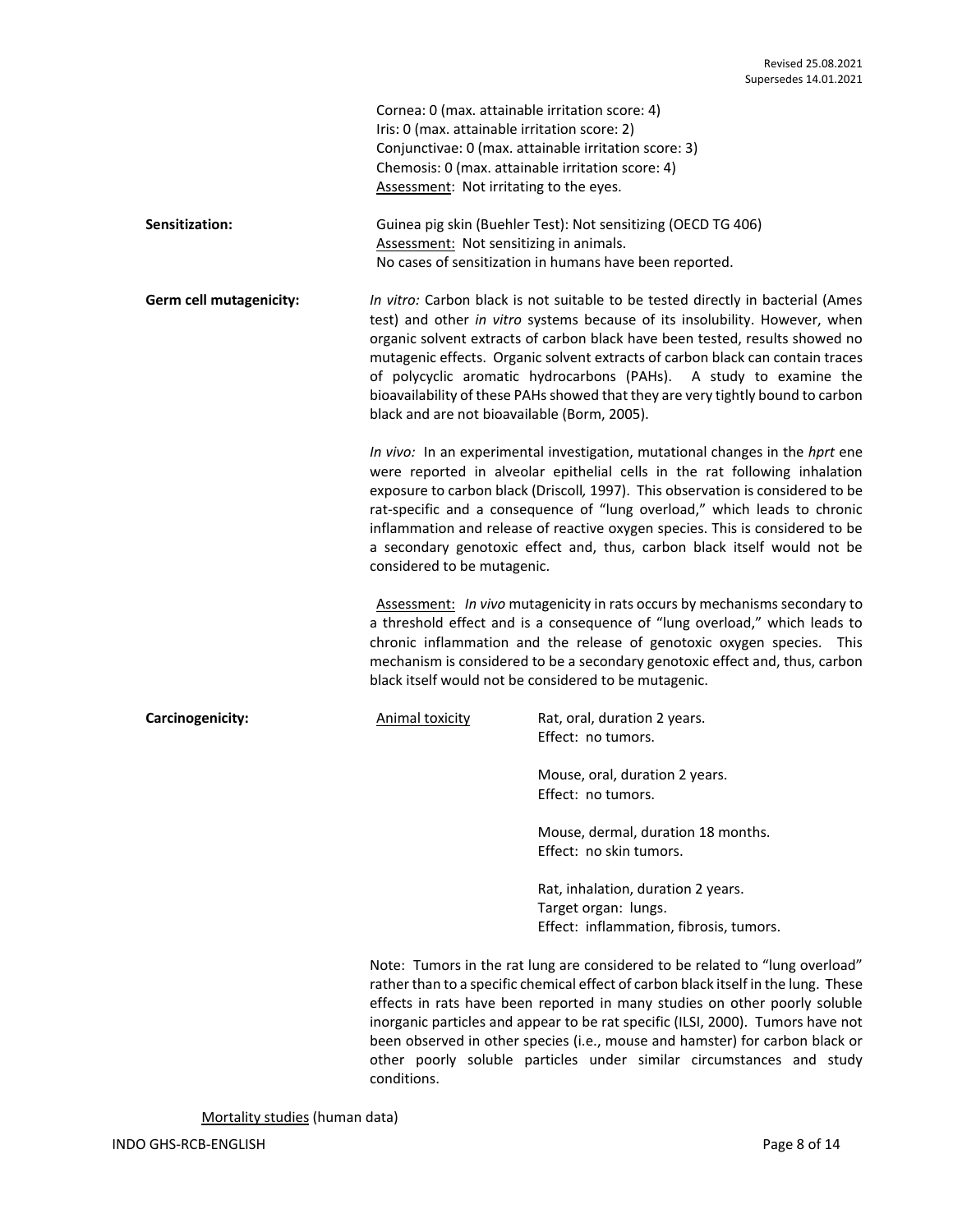Cornea: 0 (max. attainable irritation score: 4)
Iris: 0 (max. attainable irritation score: 2)
Conjunctivae: 0 (max. attainable irritation score: 3)
Chemosis: 0 (max. attainable irritation score: 4)
Assessment: Not irritating to the eyes.

**Sensitization:**

Guinea pig skin (Buehler Test): Not sensitizing (OECD TG 406)
Assessment: Not sensitizing in animals.
No cases of sensitization in humans have been reported.

**Germ cell mutagenicity:**

*In vitro:* Carbon black is not suitable to be tested directly in bacterial (Ames test) and other *in vitro* systems because of its insolubility. However, when organic solvent extracts of carbon black have been tested, results showed no mutagenic effects. Organic solvent extracts of carbon black can contain traces of polycyclic aromatic hydrocarbons (PAHs). A study to examine the bioavailability of these PAHs showed that they are very tightly bound to carbon black and are not bioavailable (Borm, 2005).

*In vivo:* In an experimental investigation, mutational changes in the *hprt* ene were reported in alveolar epithelial cells in the rat following inhalation exposure to carbon black (Driscoll, 1997). This observation is considered to be rat-specific and a consequence of "lung overload," which leads to chronic inflammation and release of reactive oxygen species. This is considered to be a secondary genotoxic effect and, thus, carbon black itself would not be considered to be mutagenic.

Assessment: *In vivo* mutagenicity in rats occurs by mechanisms secondary to a threshold effect and is a consequence of "lung overload," which leads to chronic inflammation and the release of genotoxic oxygen species. This mechanism is considered to be a secondary genotoxic effect and, thus, carbon black itself would not be considered to be mutagenic.

**Carcinogenicity:**

Animal toxicity

Rat, oral, duration 2 years.
Effect: no tumors.

Mouse, oral, duration 2 years.
Effect: no tumors.

Mouse, dermal, duration 18 months.
Effect: no skin tumors.

Rat, inhalation, duration 2 years.
Target organ: lungs.
Effect: inflammation, fibrosis, tumors.

Note: Tumors in the rat lung are considered to be related to "lung overload" rather than to a specific chemical effect of carbon black itself in the lung. These effects in rats have been reported in many studies on other poorly soluble inorganic particles and appear to be rat specific (ILSI, 2000). Tumors have not been observed in other species (i.e., mouse and hamster) for carbon black or other poorly soluble particles under similar circumstances and study conditions.

Mortality studies (human data)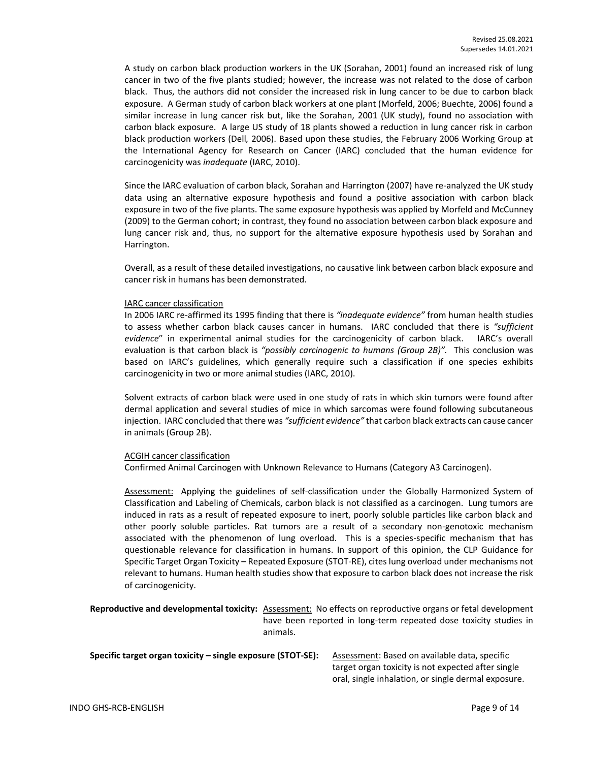A study on carbon black production workers in the UK (Sorahan, 2001) found an increased risk of lung cancer in two of the five plants studied; however, the increase was not related to the dose of carbon black. Thus, the authors did not consider the increased risk in lung cancer to be due to carbon black exposure. A German study of carbon black workers at one plant (Morfeld, 2006; Buechte, 2006) found a similar increase in lung cancer risk but, like the Sorahan, 2001 (UK study), found no association with carbon black exposure. A large US study of 18 plants showed a reduction in lung cancer risk in carbon black production workers (Dell*,* 2006). Based upon these studies, the February 2006 Working Group at the International Agency for Research on Cancer (IARC) concluded that the human evidence for carcinogenicity was *inadequate* (IARC, 2010).

Since the IARC evaluation of carbon black, Sorahan and Harrington (2007) have re-analyzed the UK study data using an alternative exposure hypothesis and found a positive association with carbon black exposure in two of the five plants. The same exposure hypothesis was applied by Morfeld and McCunney (2009) to the German cohort; in contrast, they found no association between carbon black exposure and lung cancer risk and, thus, no support for the alternative exposure hypothesis used by Sorahan and Harrington.

Overall, as a result of these detailed investigations, no causative link between carbon black exposure and cancer risk in humans has been demonstrated.

<u>IARC cancer classification</u>

In 2006 IARC re-affirmed its 1995 finding that there is *"inadequate evidence"* from human health studies to assess whether carbon black causes cancer in humans. IARC concluded that there is *"sufficient evidence*" in experimental animal studies for the carcinogenicity of carbon black. IARC's overall evaluation is that carbon black is *"possibly carcinogenic to humans (Group 2B)"*. This conclusion was based on IARC's guidelines, which generally require such a classification if one species exhibits carcinogenicity in two or more animal studies (IARC, 2010).

Solvent extracts of carbon black were used in one study of rats in which skin tumors were found after dermal application and several studies of mice in which sarcomas were found following subcutaneous injection. IARC concluded that there was *"sufficient evidence"* that carbon black extracts can cause cancer in animals (Group 2B).

<u>ACGIH cancer classification</u>

Confirmed Animal Carcinogen with Unknown Relevance to Humans (Category A3 Carcinogen).

<u>Assessment:</u> Applying the guidelines of self-classification under the Globally Harmonized System of Classification and Labeling of Chemicals, carbon black is not classified as a carcinogen. Lung tumors are induced in rats as a result of repeated exposure to inert, poorly soluble particles like carbon black and other poorly soluble particles. Rat tumors are a result of a secondary non-genotoxic mechanism associated with the phenomenon of lung overload. This is a species-specific mechanism that has questionable relevance for classification in humans. In support of this opinion, the CLP Guidance for Specific Target Organ Toxicity – Repeated Exposure (STOT-RE), cites lung overload under mechanisms not relevant to humans. Human health studies show that exposure to carbon black does not increase the risk of carcinogenicity.

**Reproductive and developmental toxicity:** <u>Assessment:</u> No effects on reproductive organs or fetal development have been reported in long-term repeated dose toxicity studies in animals.

**Specific target organ toxicity – single exposure (STOT-SE):** <u>Assessment</u>: Based on available data, specific target organ toxicity is not expected after single oral, single inhalation, or single dermal exposure.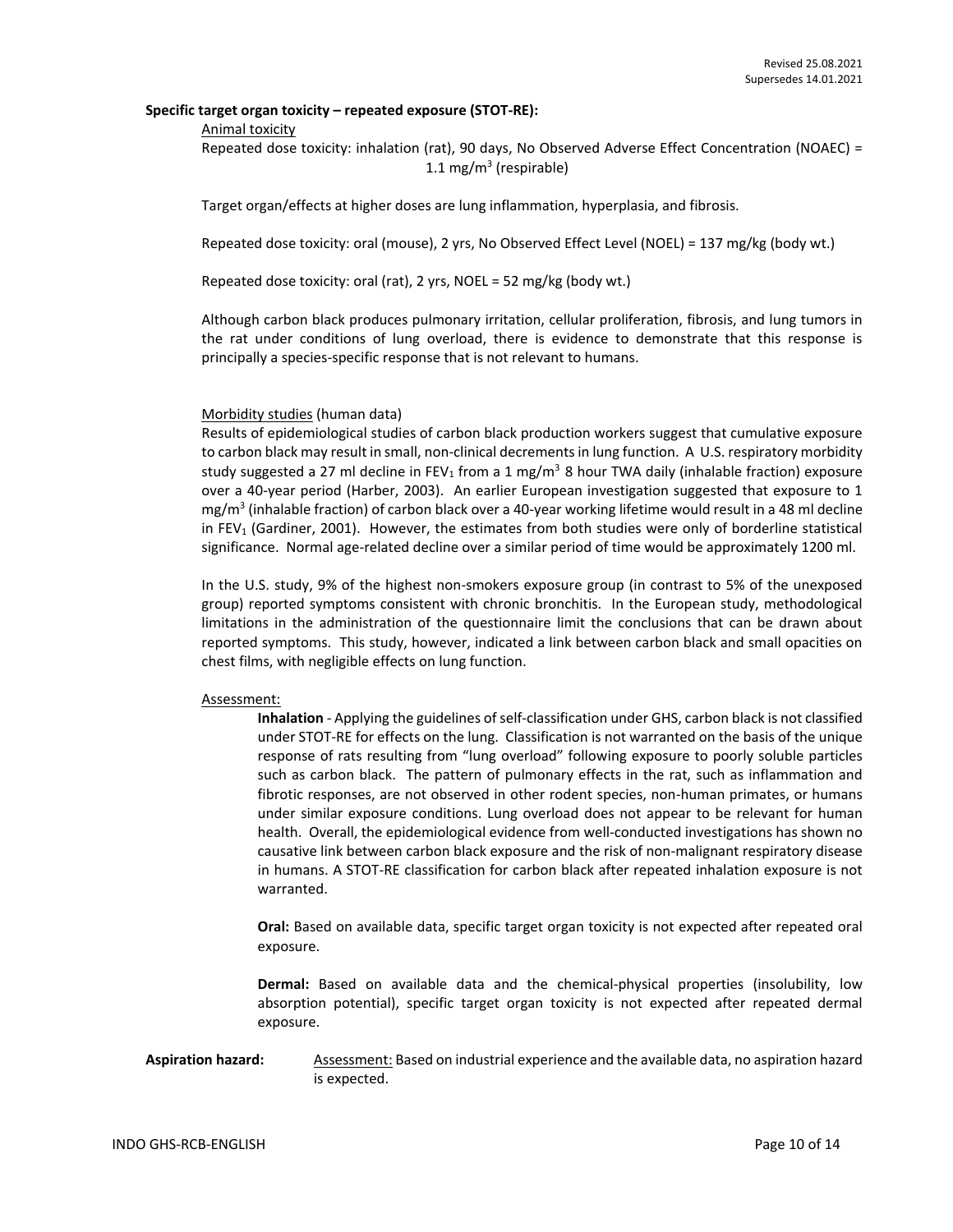**Specific target organ toxicity – repeated exposure (STOT-RE):**

Animal toxicity

Repeated dose toxicity: inhalation (rat), 90 days, No Observed Adverse Effect Concentration (NOAEC) = 1.1 $mg/m^3$ (respirable)

Target organ/effects at higher doses are lung inflammation, hyperplasia, and fibrosis.

Repeated dose toxicity: oral (mouse), 2 yrs, No Observed Effect Level (NOEL) = 137 mg/kg (body wt.)

Repeated dose toxicity: oral (rat), 2 yrs, NOEL = 52 mg/kg (body wt.)

Although carbon black produces pulmonary irritation, cellular proliferation, fibrosis, and lung tumors in the rat under conditions of lung overload, there is evidence to demonstrate that this response is principally a species-specific response that is not relevant to humans.

Morbidity studies (human data)

Results of epidemiological studies of carbon black production workers suggest that cumulative exposure to carbon black may result in small, non-clinical decrements in lung function. A U.S. respiratory morbidity study suggested a 27 ml decline in $FEV_1$ from a 1 $mg/m^3$ 8 hour TWA daily (inhalable fraction) exposure over a 40-year period (Harber, 2003). An earlier European investigation suggested that exposure to 1 $mg/m^3$ (inhalable fraction) of carbon black over a 40-year working lifetime would result in a 48 ml decline in $FEV_1$ (Gardiner, 2001). However, the estimates from both studies were only of borderline statistical significance. Normal age-related decline over a similar period of time would be approximately 1200 ml.

In the U.S. study, 9% of the highest non-smokers exposure group (in contrast to 5% of the unexposed group) reported symptoms consistent with chronic bronchitis. In the European study, methodological limitations in the administration of the questionnaire limit the conclusions that can be drawn about reported symptoms. This study, however, indicated a link between carbon black and small opacities on chest films, with negligible effects on lung function.

Assessment:

**Inhalation** - Applying the guidelines of self-classification under GHS, carbon black is not classified under STOT-RE for effects on the lung. Classification is not warranted on the basis of the unique response of rats resulting from "lung overload" following exposure to poorly soluble particles such as carbon black. The pattern of pulmonary effects in the rat, such as inflammation and fibrotic responses, are not observed in other rodent species, non-human primates, or humans under similar exposure conditions. Lung overload does not appear to be relevant for human health. Overall, the epidemiological evidence from well-conducted investigations has shown no causative link between carbon black exposure and the risk of non-malignant respiratory disease in humans. A STOT-RE classification for carbon black after repeated inhalation exposure is not warranted.

**Oral:** Based on available data, specific target organ toxicity is not expected after repeated oral exposure.

**Dermal:** Based on available data and the chemical-physical properties (insolubility, low absorption potential), specific target organ toxicity is not expected after repeated dermal exposure.

**Aspiration hazard:** Assessment: Based on industrial experience and the available data, no aspiration hazard is expected.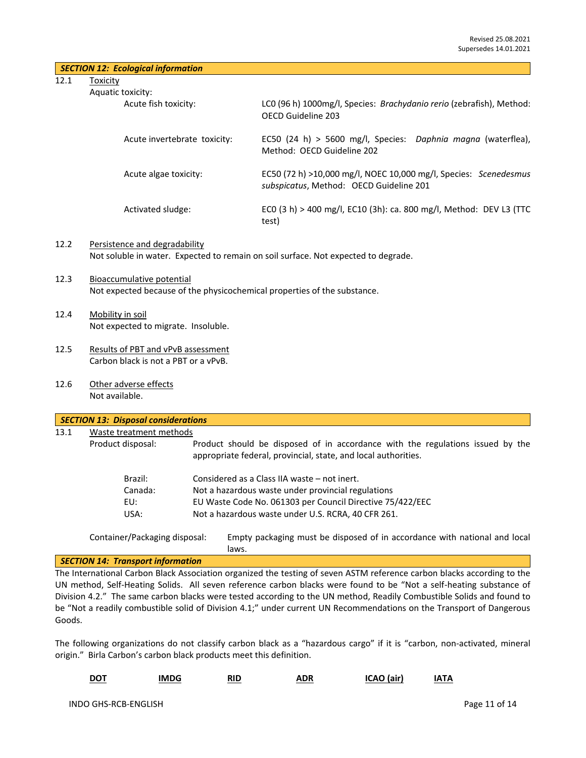Revised 25.08.2021
Supersedes 14.01.2021

## SECTION 12: Ecological information

12.1 Toxicity

Aquatic toxicity:

| | |
|---|---|
| Acute fish toxicity: | LC0 (96 h) 1000mg/l, Species: *Brachydanio rerio* (zebrafish), Method: OECD Guideline 203 |
| Acute invertebrate toxicity: | EC50 (24 h) > 5600 mg/l, Species: *Daphnia magna* (waterflea), Method: OECD Guideline 202 |
| Acute algae toxicity: | EC50 (72 h) >10,000 mg/l, NOEC 10,000 mg/l, Species: *Scenedesmus subspicatus*, Method: OECD Guideline 201 |
| Activated sludge: | EC0 (3 h) > 400 mg/l, EC10 (3h): ca. 800 mg/l, Method: DEV L3 (TTC test) |

12.2 Persistence and degradability

Not soluble in water. Expected to remain on soil surface. Not expected to degrade.

12.3 Bioaccumulative potential

Not expected because of the physicochemical properties of the substance.

12.4 Mobility in soil

Not expected to migrate. Insoluble.

12.5 Results of PBT and vPvB assessment

Carbon black is not a PBT or a vPvB.

12.6 Other adverse effects

Not available.

## SECTION 13: Disposal considerations

13.1 Waste treatment methods

Product disposal: Product should be disposed of in accordance with the regulations issued by the appropriate federal, provincial, state, and local authorities.

| | |
|---|---|
| Brazil: | Considered as a Class IIA waste – not inert. |
| Canada: | Not a hazardous waste under provincial regulations |
| EU: | EU Waste Code No. 061303 per Council Directive 75/422/EEC |
| USA: | Not a hazardous waste under U.S. RCRA, 40 CFR 261. |

Container/Packaging disposal: Empty packaging must be disposed of in accordance with national and local laws.

## SECTION 14: Transport information

The International Carbon Black Association organized the testing of seven ASTM reference carbon blacks according to the UN method, Self-Heating Solids. All seven reference carbon blacks were found to be "Not a self-heating substance of Division 4.2." The same carbon blacks were tested according to the UN method, Readily Combustible Solids and found to be "Not a readily combustible solid of Division 4.1;" under current UN Recommendations on the Transport of Dangerous Goods.

The following organizations do not classify carbon black as a "hazardous cargo" if it is "carbon, non-activated, mineral origin." Birla Carbon's carbon black products meet this definition.

| DOT | IMDG | RID | ADR | ICAO (air) | IATA |
|---|---|---|---|---|---|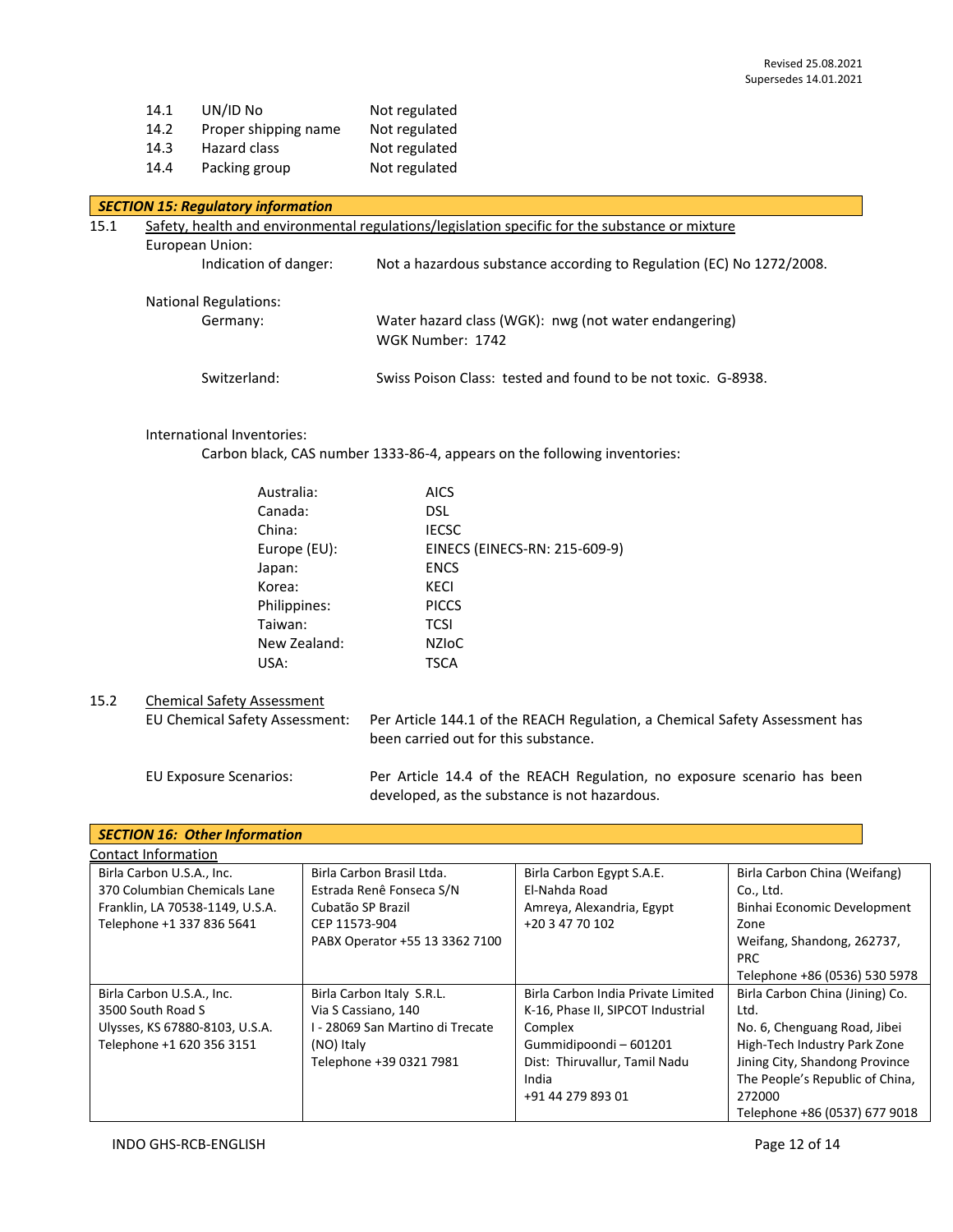Revised 25.08.2021
Supersedes 14.01.2021

| | | |
|---|---|---|
| 14.1 | UN/ID No | Not regulated |
| 14.2 | Proper shipping name | Not regulated |
| 14.3 | Hazard class | Not regulated |
| 14.4 | Packing group | Not regulated |

## *SECTION 15: Regulatory information*

15.1 Safety, health and environmental regulations/legislation specific for the substance or mixture

European Union:

Indication of danger: Not a hazardous substance according to Regulation (EC) No 1272/2008.

National Regulations:

Germany: Water hazard class (WGK): nwg (not water endangering)
WGK Number: 1742

Switzerland: Swiss Poison Class: tested and found to be not toxic. G-8938.

International Inventories:

Carbon black, CAS number 1333-86-4, appears on the following inventories:

| | |
|---|---|
| Australia: | AICS |
| Canada: | DSL |
| China: | IECSC |
| Europe (EU): | EINECS (EINECS-RN: 215-609-9) |
| Japan: | ENCS |
| Korea: | KECI |
| Philippines: | PICCS |
| Taiwan: | TCSI |
| New Zealand: | NZIoC |
| USA: | TSCA |

15.2 Chemical Safety Assessment

EU Chemical Safety Assessment: Per Article 144.1 of the REACH Regulation, a Chemical Safety Assessment has been carried out for this substance.

EU Exposure Scenarios: Per Article 14.4 of the REACH Regulation, no exposure scenario has been developed, as the substance is not hazardous.

## *SECTION 16: Other Information*

Contact Information

| | | | |
|---|---|---|---|
| Birla Carbon U.S.A., Inc.<br>370 Columbian Chemicals Lane<br>Franklin, LA 70538-1149, U.S.A.<br>Telephone +1 337 836 5641 | Birla Carbon Brasil Ltda.<br>Estrada Renê Fonseca S/N<br>Cubatão SP Brazil<br>CEP 11573-904<br>PABX Operator +55 13 3362 7100 | Birla Carbon Egypt S.A.E.<br>El-Nahda Road<br>Amreya, Alexandria, Egypt<br>+20 3 47 70 102 | Birla Carbon China (Weifang) Co., Ltd.<br>Binhai Economic Development Zone<br>Weifang, Shandong, 262737, PRC<br>Telephone +86 (0536) 530 5978 |
| Birla Carbon U.S.A., Inc.<br>3500 South Road S<br>Ulysses, KS 67880-8103, U.S.A.<br>Telephone +1 620 356 3151 | Birla Carbon Italy S.R.L.<br>Via S Cassiano, 140<br>I - 28069 San Martino di Trecate (NO) Italy<br>Telephone +39 0321 7981 | Birla Carbon India Private Limited<br>K-16, Phase II, SIPCOT Industrial Complex<br>Gummidipoondi – 601201<br>Dist: Thiruvallur, Tamil Nadu<br>India<br>+91 44 279 893 01 | Birla Carbon China (Jining) Co. Ltd.<br>No. 6, Chenguang Road, Jibei High-Tech Industry Park Zone<br>Jining City, Shandong Province<br>The People's Republic of China, 272000<br>Telephone +86 (0537) 677 9018 |

INDO GHS-RCB-ENGLISH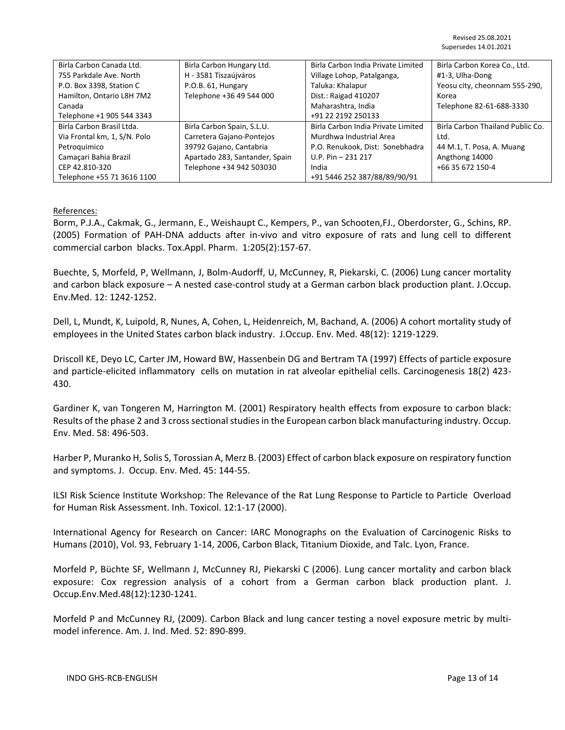Revised 25.08.2021
Supersedes 14.01.2021

| Birla Carbon Canada Ltd.<br>755 Parkdale Ave. North<br>P.O. Box 3398, Station C<br>Hamilton, Ontario L8H 7M2<br>Canada<br>Telephone +1 905 544 3343 | Birla Carbon Hungary Ltd.<br>H - 3581 Tiszaújváros<br>P.O.B. 61, Hungary<br>Telephone +36 49 544 000 | Birla Carbon India Private Limited<br>Village Lohop, Patalganga,<br>Taluka: Khalapur<br>Dist.: Raigad 410207<br>Maharashtra, India<br>+91 22 2192 250133 | Birla Carbon Korea Co., Ltd.<br>#1-3, Ulha-Dong<br>Yeosu city, cheonnam 555-290,<br>Korea<br>Telephone 82-61-688-3330 |
|---|---|---|---|
| Birla Carbon Brasil Ltda.<br>Via Frontal km, 1, S/N. Polo<br>Petroquimico<br>Camaçari Bahia Brazil<br>CEP 42.810-320<br>Telephone +55 71 3616 1100 | Birla Carbon Spain, S.L.U.<br>Carretera Gajano-Pontejos<br>39792 Gajano, Cantabria<br>Apartado 283, Santander, Spain<br>Telephone +34 942 503030 | Birla Carbon India Private Limited<br>Murdhwa Industrial Area<br>P.O. Renukook, Dist: Sonebhadra<br>U.P. Pin – 231 217<br>India<br>+91 5446 252 387/88/89/90/91 | Birla Carbon Thailand Public Co.<br>Ltd.<br>44 M.1, T. Posa, A. Muang<br>Angthong 14000<br>+66 35 672 150-4 |

References:

Borm, P.J.A., Cakmak, G., Jermann, E., Weishaupt C., Kempers, P., van Schooten,FJ., Oberdorster, G., Schins, RP. (2005) Formation of PAH-DNA adducts after in-vivo and vitro exposure of rats and lung cell to different commercial carbon blacks. Tox.Appl. Pharm. 1:205(2):157-67.

Buechte, S, Morfeld, P, Wellmann, J, Bolm-Audorff, U, McCunney, R, Piekarski, C. (2006) Lung cancer mortality and carbon black exposure – A nested case-control study at a German carbon black production plant. J.Occup. Env.Med. 12: 1242-1252.

Dell, L, Mundt, K, Luipold, R, Nunes, A, Cohen, L, Heidenreich, M, Bachand, A. (2006) A cohort mortality study of employees in the United States carbon black industry. J.Occup. Env. Med. 48(12): 1219-1229.

Driscoll KE, Deyo LC, Carter JM, Howard BW, Hassenbein DG and Bertram TA (1997) Effects of particle exposure and particle-elicited inflammatory cells on mutation in rat alveolar epithelial cells. Carcinogenesis 18(2) 423-430.

Gardiner K, van Tongeren M, Harrington M. (2001) Respiratory health effects from exposure to carbon black: Results of the phase 2 and 3 cross sectional studies in the European carbon black manufacturing industry. Occup. Env. Med. 58: 496-503.

Harber P, Muranko H, Solis S, Torossian A, Merz B. (2003) Effect of carbon black exposure on respiratory function and symptoms. J. Occup. Env. Med. 45: 144-55.

ILSI Risk Science Institute Workshop: The Relevance of the Rat Lung Response to Particle to Particle Overload for Human Risk Assessment. Inh. Toxicol. 12:1-17 (2000).

International Agency for Research on Cancer: IARC Monographs on the Evaluation of Carcinogenic Risks to Humans (2010), Vol. 93, February 1-14, 2006, Carbon Black, Titanium Dioxide, and Talc. Lyon, France.

Morfeld P, Büchte SF, Wellmann J, McCunney RJ, Piekarski C (2006). Lung cancer mortality and carbon black exposure: Cox regression analysis of a cohort from a German carbon black production plant. J. Occup.Env.Med.48(12):1230-1241.

Morfeld P and McCunney RJ, (2009). Carbon Black and lung cancer testing a novel exposure metric by multi-model inference. Am. J. Ind. Med. 52: 890-899.

INDO GHS-RCB-ENGLISH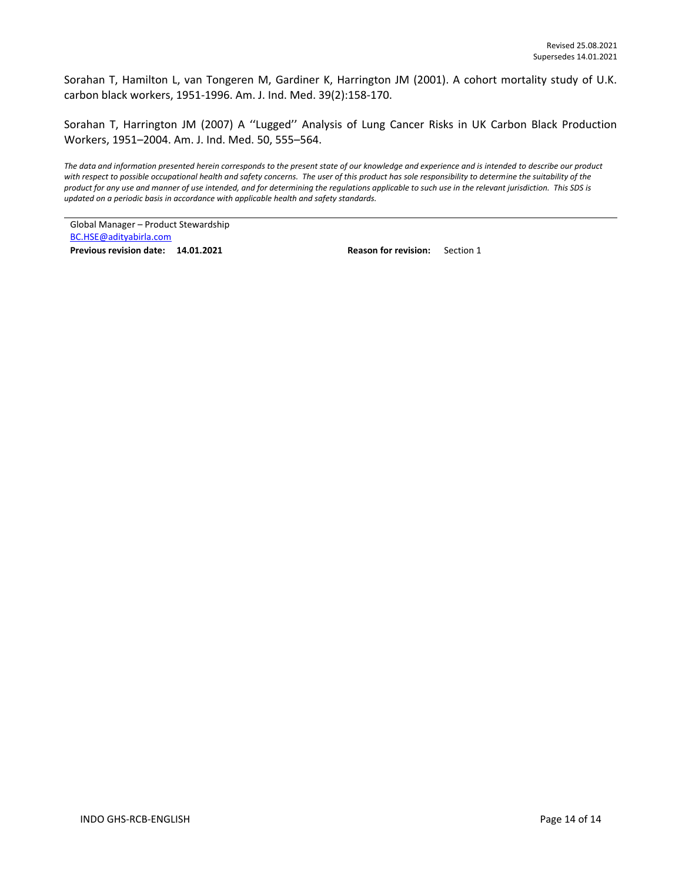Sorahan T, Hamilton L, van Tongeren M, Gardiner K, Harrington JM (2001). A cohort mortality study of U.K. carbon black workers, 1951-1996. Am. J. Ind. Med. 39(2):158-170.

Sorahan T, Harrington JM (2007) A ''Lugged'' Analysis of Lung Cancer Risks in UK Carbon Black Production Workers, 1951–2004. Am. J. Ind. Med. 50, 555–564.

*The data and information presented herein corresponds to the present state of our knowledge and experience and is intended to describe our product with respect to possible occupational health and safety concerns. The user of this product has sole responsibility to determine the suitability of the product for any use and manner of use intended, and for determining the regulations applicable to such use in the relevant jurisdiction. This SDS is updated on a periodic basis in accordance with applicable health and safety standards.*

---

Global Manager – Product Stewardship
BC.HSE@adityabirla.com

**Previous revision date: 14.01.2021** **Reason for revision:** Section 1